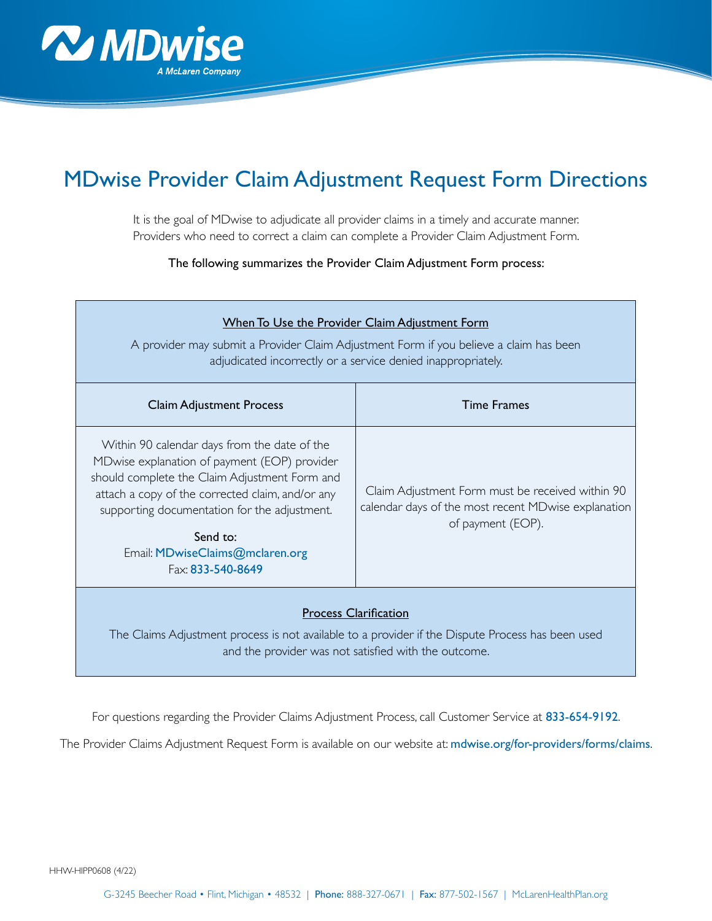MDwise
A McLaren Company

# MDwise Provider Claim Adjustment Request Form Directions

It is the goal of MDwise to adjudicate all provider claims in a timely and accurate manner. Providers who need to correct a claim can complete a Provider Claim Adjustment Form.

**The following summarizes the Provider Claim Adjustment Form process:**

<u>When To Use the Provider Claim Adjustment Form</u>

A provider may submit a Provider Claim Adjustment Form if you believe a claim has been adjudicated incorrectly or a service denied inappropriately.

| Claim Adjustment Process | Time Frames |
|---|---|
| Within 90 calendar days from the date of the MDwise explanation of payment (EOP) provider should complete the Claim Adjustment Form and attach a copy of the corrected claim, and/or any supporting documentation for the adjustment.<br><br>Send to:<br>Email: MDwiseClaims@mclaren.org<br>Fax: 833-540-8649 | Claim Adjustment Form must be received within 90 calendar days of the most recent MDwise explanation of payment (EOP). |

<u>Process Clarification</u>

The Claims Adjustment process is not available to a provider if the Dispute Process has been used and the provider was not satisfied with the outcome.

For questions regarding the Provider Claims Adjustment Process, call Customer Service at 833-654-9192.

The Provider Claims Adjustment Request Form is available on our website at: mdwise.org/for-providers/forms/claims.

HHW-HIPP0608 (4/22)

G-3245 Beecher Road • Flint, Michigan • 48532 | **Phone:** 888-327-0671 | **Fax:** 877-502-1567 | McLarenHealthPlan.org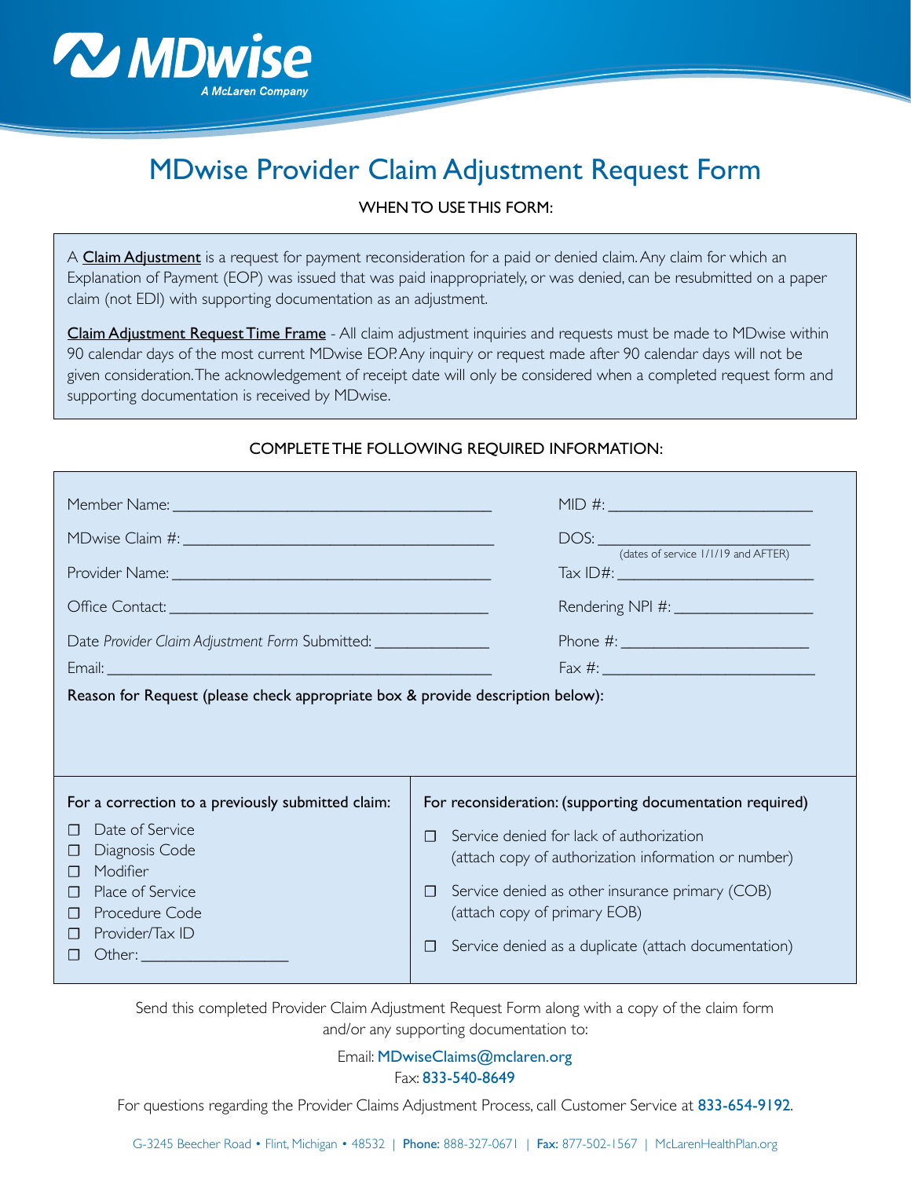MDwise

A McLaren Company

# MDwise Provider Claim Adjustment Request Form

WHEN TO USE THIS FORM:

A Claim Adjustment is a request for payment reconsideration for a paid or denied claim. Any claim for which an Explanation of Payment (EOP) was issued that was paid inappropriately, or was denied, can be resubmitted on a paper claim (not EDI) with supporting documentation as an adjustment.

Claim Adjustment Request Time Frame - All claim adjustment inquiries and requests must be made to MDwise within 90 calendar days of the most current MDwise EOP. Any inquiry or request made after 90 calendar days will not be given consideration. The acknowledgement of receipt date will only be considered when a completed request form and supporting documentation is received by MDwise.

COMPLETE THE FOLLOWING REQUIRED INFORMATION:

Member Name: ______________________________

MID #: ______________________________

MDwise Claim #: ______________________________

DOS: ______________________________
(dates of service 1/1/19 and AFTER)

Provider Name: ______________________________

Tax ID#: ______________________________

Office Contact: ______________________________

Rendering NPI #: ______________________________

Date *Provider Claim Adjustment Form* Submitted: ______________

Phone #: ______________________________

Email: ______________________________

Fax #: ______________________________

Reason for Request (please check appropriate box & provide description below):

For a correction to a previously submitted claim:

- ☐ Date of Service
- ☐ Diagnosis Code
- ☐ Modifier
- ☐ Place of Service
- ☐ Procedure Code
- ☐ Provider/Tax ID
- ☐ Other: ______________

For reconsideration: (supporting documentation required)

- ☐ Service denied for lack of authorization (attach copy of authorization information or number)
- ☐ Service denied as other insurance primary (COB) (attach copy of primary EOB)
- ☐ Service denied as a duplicate (attach documentation)

Send this completed Provider Claim Adjustment Request Form along with a copy of the claim form and/or any supporting documentation to:

Email: MDwiseClaims@mclaren.org
Fax: 833-540-8649

For questions regarding the Provider Claims Adjustment Process, call Customer Service at 833-654-9192.

G-3245 Beecher Road • Flint, Michigan • 48532 | Phone: 888-327-0671 | Fax: 877-502-1567 | McLarenHealthPlan.org